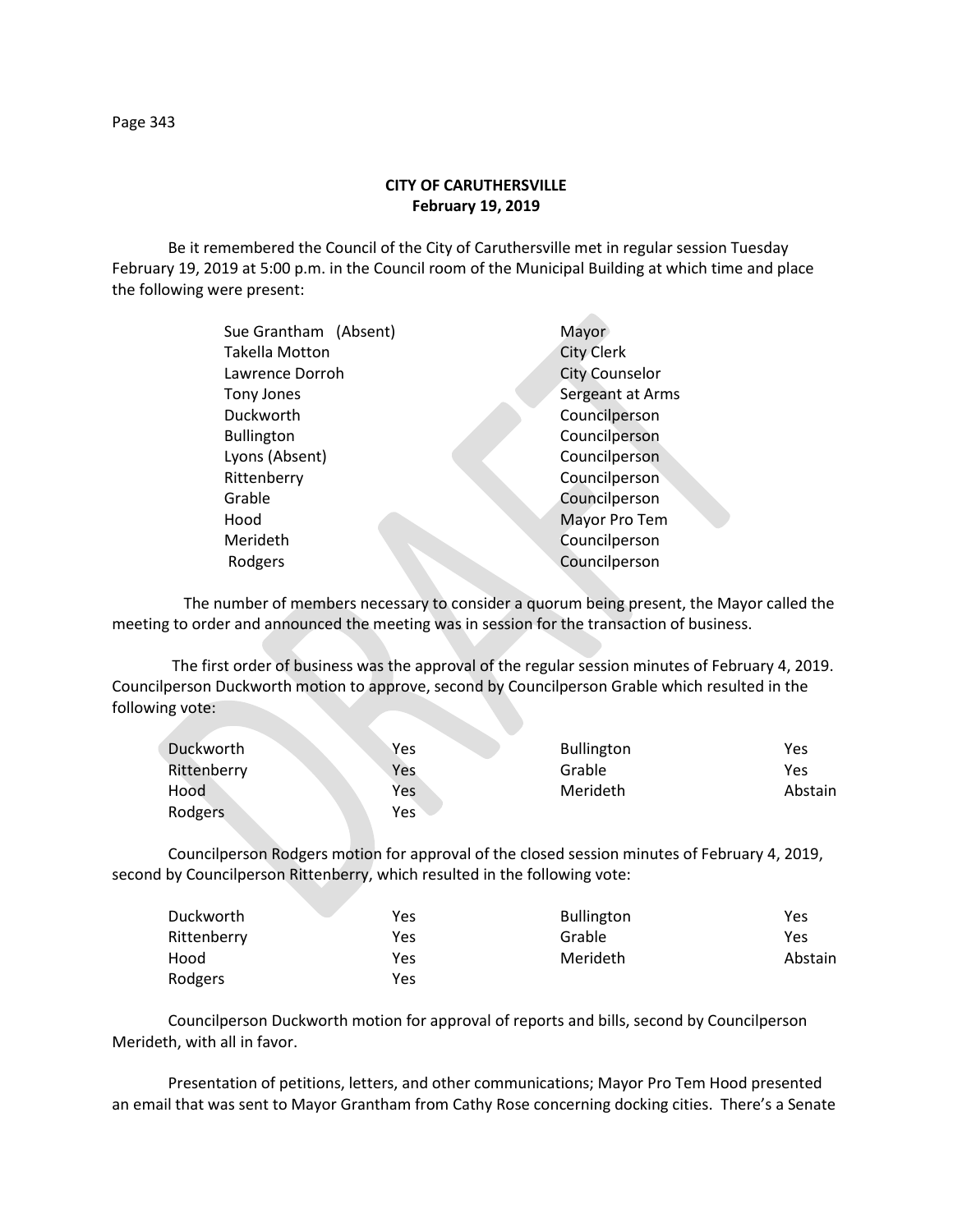**CITY OF CARUTHERSVILLE**
**February 19, 2019**

Be it remembered the Council of the City of Caruthersville met in regular session Tuesday February 19, 2019 at 5:00 p.m. in the Council room of the Municipal Building at which time and place the following were present:

| | |
|---|---|
| Sue Grantham (Absent) | Mayor |
| Takella Motton | City Clerk |
| Lawrence Dorroh | City Counselor |
| Tony Jones | Sergeant at Arms |
| Duckworth | Councilperson |
| Bullington | Councilperson |
| Lyons (Absent) | Councilperson |
| Rittenberry | Councilperson |
| Grable | Councilperson |
| Hood | Mayor Pro Tem |
| Merideth | Councilperson |
| Rodgers | Councilperson |

The number of members necessary to consider a quorum being present, the Mayor called the meeting to order and announced the meeting was in session for the transaction of business.

The first order of business was the approval of the regular session minutes of February 4, 2019. Councilperson Duckworth motion to approve, second by Councilperson Grable which resulted in the following vote:

| | | | |
|---|---|---|---|
| Duckworth | Yes | Bullington | Yes |
| Rittenberry | Yes | Grable | Yes |
| Hood | Yes | Merideth | Abstain |
| Rodgers | Yes | | |

Councilperson Rodgers motion for approval of the closed session minutes of February 4, 2019, second by Councilperson Rittenberry, which resulted in the following vote:

| | | | |
|---|---|---|---|
| Duckworth | Yes | Bullington | Yes |
| Rittenberry | Yes | Grable | Yes |
| Hood | Yes | Merideth | Abstain |
| Rodgers | Yes | | |

Councilperson Duckworth motion for approval of reports and bills, second by Councilperson Merideth, with all in favor.

Presentation of petitions, letters, and other communications; Mayor Pro Tem Hood presented an email that was sent to Mayor Grantham from Cathy Rose concerning docking cities. There's a Senate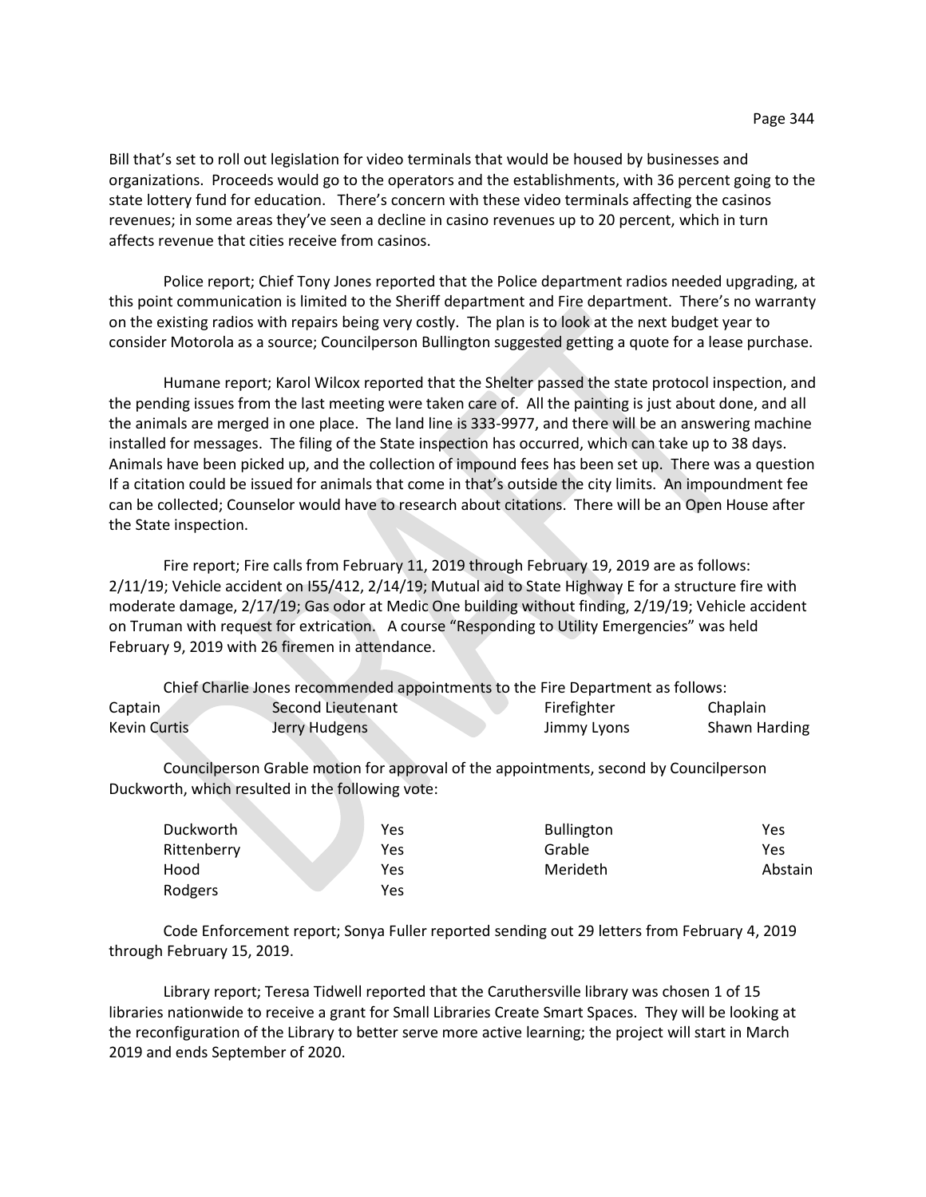Bill that's set to roll out legislation for video terminals that would be housed by businesses and organizations. Proceeds would go to the operators and the establishments, with 36 percent going to the state lottery fund for education. There's concern with these video terminals affecting the casinos revenues; in some areas they've seen a decline in casino revenues up to 20 percent, which in turn affects revenue that cities receive from casinos.

Police report; Chief Tony Jones reported that the Police department radios needed upgrading, at this point communication is limited to the Sheriff department and Fire department. There's no warranty on the existing radios with repairs being very costly. The plan is to look at the next budget year to consider Motorola as a source; Councilperson Bullington suggested getting a quote for a lease purchase.

Humane report; Karol Wilcox reported that the Shelter passed the state protocol inspection, and the pending issues from the last meeting were taken care of. All the painting is just about done, and all the animals are merged in one place. The land line is 333-9977, and there will be an answering machine installed for messages. The filing of the State inspection has occurred, which can take up to 38 days. Animals have been picked up, and the collection of impound fees has been set up. There was a question If a citation could be issued for animals that come in that's outside the city limits. An impoundment fee can be collected; Counselor would have to research about citations. There will be an Open House after the State inspection.

Fire report; Fire calls from February 11, 2019 through February 19, 2019 are as follows: 2/11/19; Vehicle accident on I55/412, 2/14/19; Mutual aid to State Highway E for a structure fire with moderate damage, 2/17/19; Gas odor at Medic One building without finding, 2/19/19; Vehicle accident on Truman with request for extrication. A course "Responding to Utility Emergencies" was held February 9, 2019 with 26 firemen in attendance.

Chief Charlie Jones recommended appointments to the Fire Department as follows:

| Captain | Second Lieutenant | Firefighter | Chaplain |
|---|---|---|---|
| Kevin Curtis | Jerry Hudgens | Jimmy Lyons | Shawn Harding |

Councilperson Grable motion for approval of the appointments, second by Councilperson Duckworth, which resulted in the following vote:

| | | | |
|---|---|---|---|
| Duckworth | Yes | Bullington | Yes |
| Rittenberry | Yes | Grable | Yes |
| Hood | Yes | Merideth | Abstain |
| Rodgers | Yes | | |

Code Enforcement report; Sonya Fuller reported sending out 29 letters from February 4, 2019 through February 15, 2019.

Library report; Teresa Tidwell reported that the Caruthersville library was chosen 1 of 15 libraries nationwide to receive a grant for Small Libraries Create Smart Spaces. They will be looking at the reconfiguration of the Library to better serve more active learning; the project will start in March 2019 and ends September of 2020.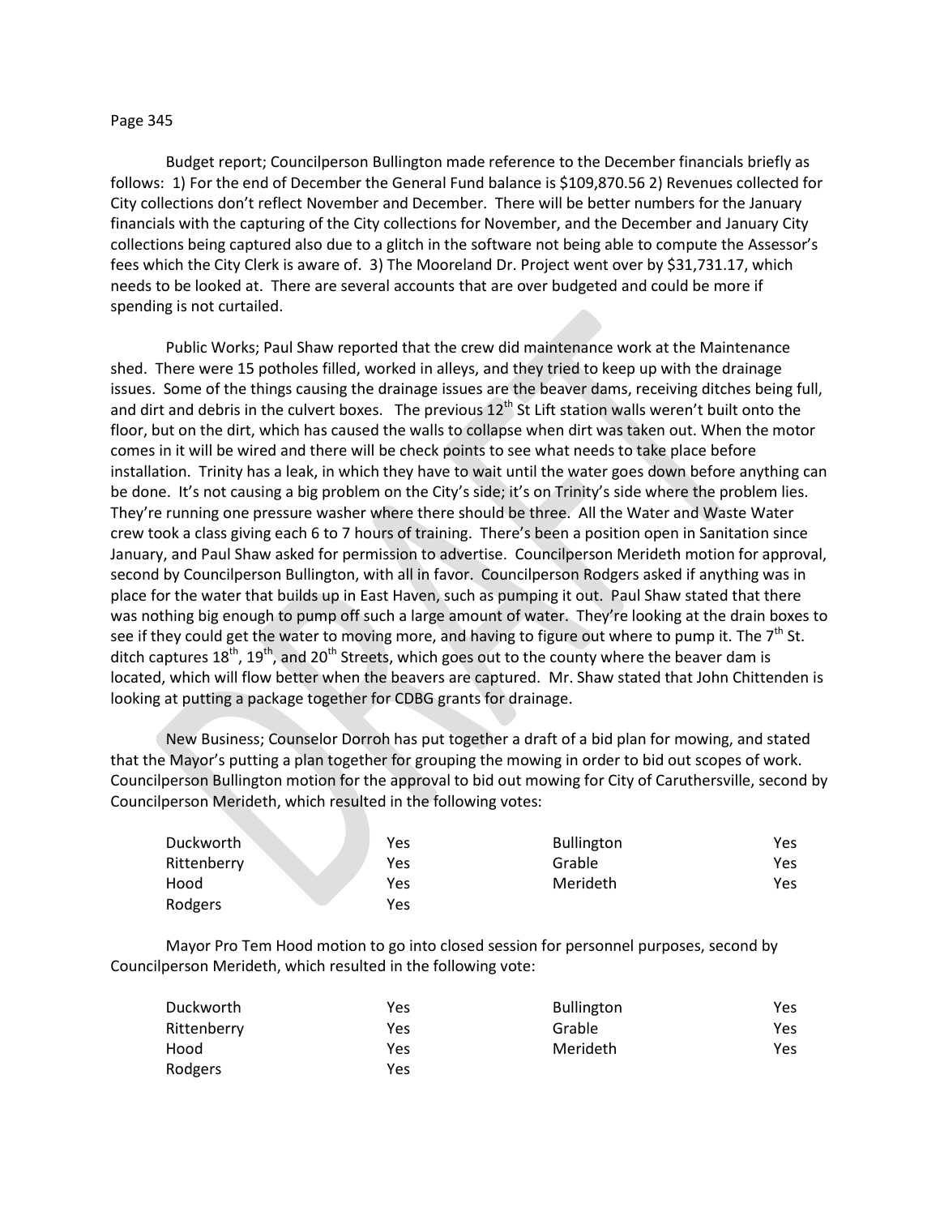Budget report; Councilperson Bullington made reference to the December financials briefly as follows: 1) For the end of December the General Fund balance is $109,870.56 2) Revenues collected for City collections don't reflect November and December. There will be better numbers for the January financials with the capturing of the City collections for November, and the December and January City collections being captured also due to a glitch in the software not being able to compute the Assessor's fees which the City Clerk is aware of. 3) The Mooreland Dr. Project went over by $31,731.17, which needs to be looked at. There are several accounts that are over budgeted and could be more if spending is not curtailed.

Public Works; Paul Shaw reported that the crew did maintenance work at the Maintenance shed. There were 15 potholes filled, worked in alleys, and they tried to keep up with the drainage issues. Some of the things causing the drainage issues are the beaver dams, receiving ditches being full, and dirt and debris in the culvert boxes. The previous 12th St Lift station walls weren't built onto the floor, but on the dirt, which has caused the walls to collapse when dirt was taken out. When the motor comes in it will be wired and there will be check points to see what needs to take place before installation. Trinity has a leak, in which they have to wait until the water goes down before anything can be done. It's not causing a big problem on the City's side; it's on Trinity's side where the problem lies. They're running one pressure washer where there should be three. All the Water and Waste Water crew took a class giving each 6 to 7 hours of training. There's been a position open in Sanitation since January, and Paul Shaw asked for permission to advertise. Councilperson Merideth motion for approval, second by Councilperson Bullington, with all in favor. Councilperson Rodgers asked if anything was in place for the water that builds up in East Haven, such as pumping it out. Paul Shaw stated that there was nothing big enough to pump off such a large amount of water. They're looking at the drain boxes to see if they could get the water to moving more, and having to figure out where to pump it. The 7th St. ditch captures 18th, 19th, and 20th Streets, which goes out to the county where the beaver dam is located, which will flow better when the beavers are captured. Mr. Shaw stated that John Chittenden is looking at putting a package together for CDBG grants for drainage.

New Business; Counselor Dorroh has put together a draft of a bid plan for mowing, and stated that the Mayor's putting a plan together for grouping the mowing in order to bid out scopes of work. Councilperson Bullington motion for the approval to bid out mowing for City of Caruthersville, second by Councilperson Merideth, which resulted in the following votes:

| | | | |
|---|---|---|---|
| Duckworth | Yes | Bullington | Yes |
| Rittenberry | Yes | Grable | Yes |
| Hood | Yes | Merideth | Yes |
| Rodgers | Yes | | |

Mayor Pro Tem Hood motion to go into closed session for personnel purposes, second by Councilperson Merideth, which resulted in the following vote:

| | | | |
|---|---|---|---|
| Duckworth | Yes | Bullington | Yes |
| Rittenberry | Yes | Grable | Yes |
| Hood | Yes | Merideth | Yes |
| Rodgers | Yes | | |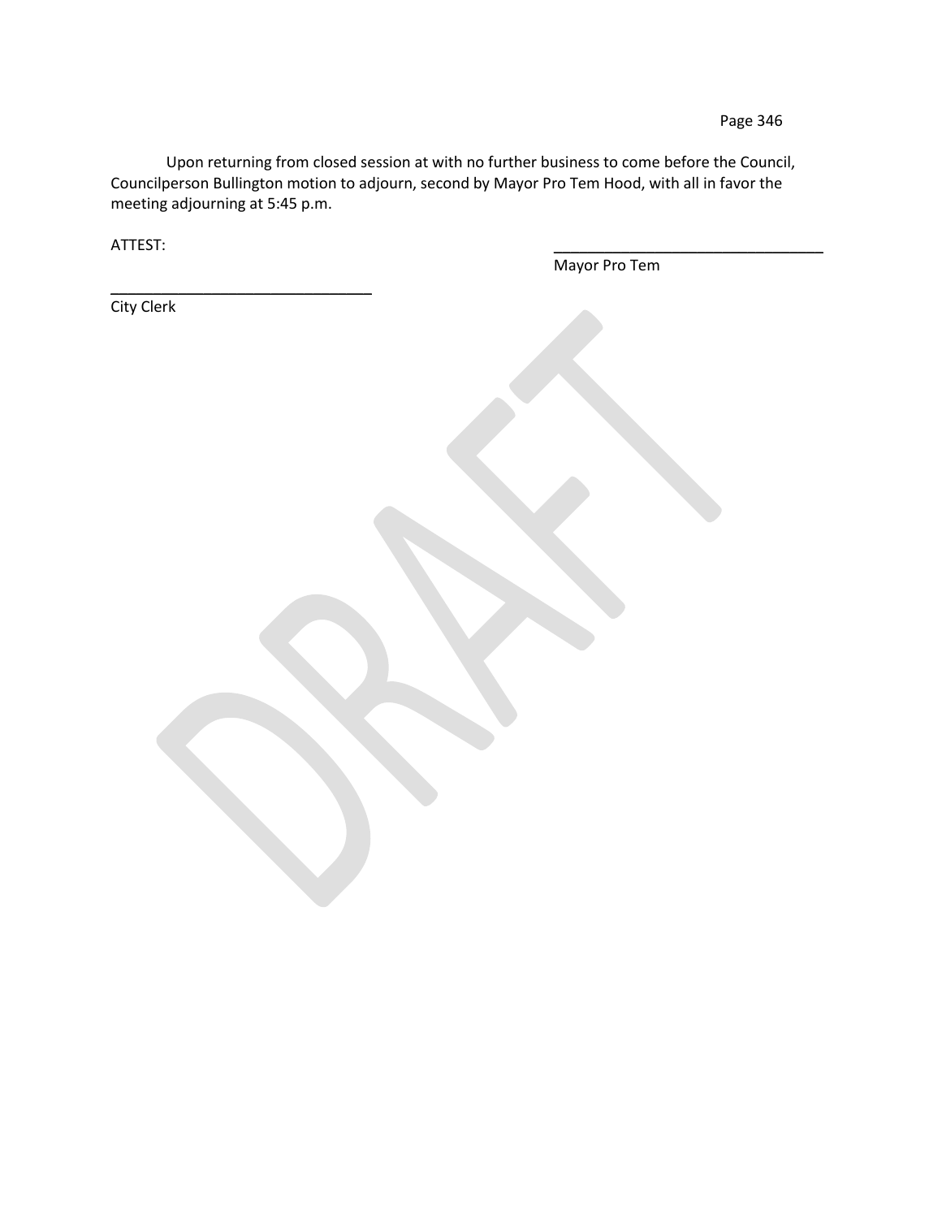Upon returning from closed session at with no further business to come before the Council, Councilperson Bullington motion to adjourn, second by Mayor Pro Tem Hood, with all in favor the meeting adjourning at 5:45 p.m.

ATTEST:

\_\_\_\_\_\_\_\_\_\_\_\_\_\_\_\_\_\_\_\_\_\_\_\_\_\_\_\_\_\_\_\_
Mayor Pro Tem

\_\_\_\_\_\_\_\_\_\_\_\_\_\_\_\_\_\_\_\_\_\_\_\_\_\_\_\_\_\_\_\_
City Clerk